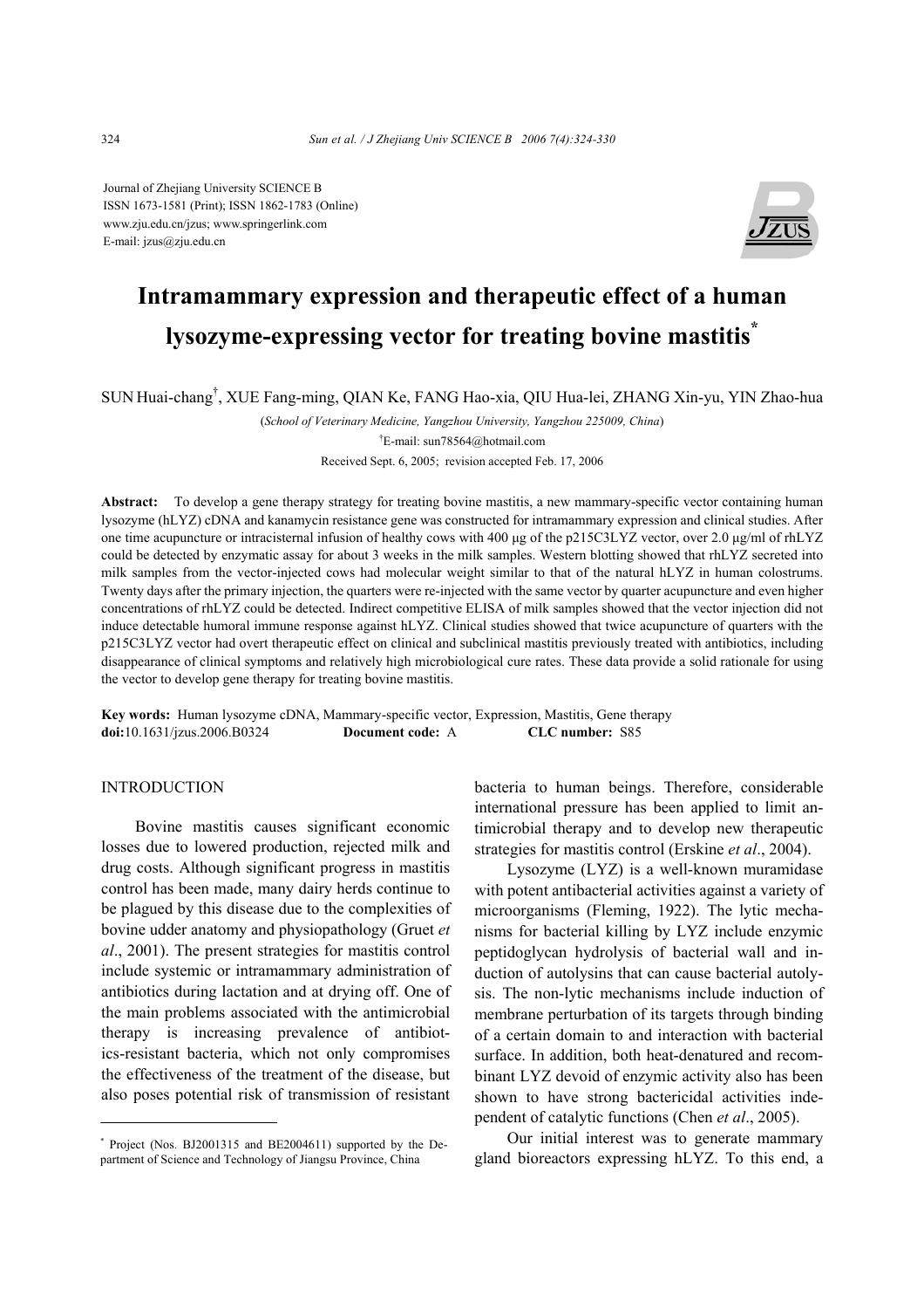Journal of Zhejiang University SCIENCE B
ISSN 1673-1581 (Print); ISSN 1862-1783 (Online)
www.zju.edu.cn/jzus; www.springerlink.com
E-mail: jzus@zju.edu.cn

# Intramammary expression and therapeutic effect of a human lysozyme-expressing vector for treating bovine mastitis*

SUN Huai-chang[†], XUE Fang-ming, QIAN Ke, FANG Hao-xia, QIU Hua-lei, ZHANG Xin-yu, YIN Zhao-hua

(*School of Veterinary Medicine, Yangzhou University, Yangzhou 225009, China*)

[†]E-mail: sun78564@hotmail.com

Received Sept. 6, 2005; revision accepted Feb. 17, 2006

**Abstract:** To develop a gene therapy strategy for treating bovine mastitis, a new mammary-specific vector containing human lysozyme (hLYZ) cDNA and kanamycin resistance gene was constructed for intramammary expression and clinical studies. After one time acupuncture or intracisternal infusion of healthy cows with 400 μg of the p215C3LYZ vector, over 2.0 μg/ml of rhLYZ could be detected by enzymatic assay for about 3 weeks in the milk samples. Western blotting showed that rhLYZ secreted into milk samples from the vector-injected cows had molecular weight similar to that of the natural hLYZ in human colostrums. Twenty days after the primary injection, the quarters were re-injected with the same vector by quarter acupuncture and even higher concentrations of rhLYZ could be detected. Indirect competitive ELISA of milk samples showed that the vector injection did not induce detectable humoral immune response against hLYZ. Clinical studies showed that twice acupuncture of quarters with the p215C3LYZ vector had overt therapeutic effect on clinical and subclinical mastitis previously treated with antibiotics, including disappearance of clinical symptoms and relatively high microbiological cure rates. These data provide a solid rationale for using the vector to develop gene therapy for treating bovine mastitis.

**Key words:** Human lysozyme cDNA, Mammary-specific vector, Expression, Mastitis, Gene therapy
**doi:**10.1631/jzus.2006.B0324 **Document code:** A **CLC number:** S85

## INTRODUCTION

Bovine mastitis causes significant economic losses due to lowered production, rejected milk and drug costs. Although significant progress in mastitis control has been made, many dairy herds continue to be plagued by this disease due to the complexities of bovine udder anatomy and physiopathology (Gruet *et al*., 2001). The present strategies for mastitis control include systemic or intramammary administration of antibiotics during lactation and at drying off. One of the main problems associated with the antimicrobial therapy is increasing prevalence of antibiotics-resistant bacteria, which not only compromises the effectiveness of the treatment of the disease, but also poses potential risk of transmission of resistant bacteria to human beings. Therefore, considerable international pressure has been applied to limit antimicrobial therapy and to develop new therapeutic strategies for mastitis control (Erskine *et al*., 2004).

Lysozyme (LYZ) is a well-known muramidase with potent antibacterial activities against a variety of microorganisms (Fleming, 1922). The lytic mechanisms for bacterial killing by LYZ include enzymic peptidoglycan hydrolysis of bacterial wall and induction of autolysins that can cause bacterial autolysis. The non-lytic mechanisms include induction of membrane perturbation of its targets through binding of a certain domain to and interaction with bacterial surface. In addition, both heat-denatured and recombinant LYZ devoid of enzymic activity also has been shown to have strong bactericidal activities independent of catalytic functions (Chen *et al*., 2005).

Our initial interest was to generate mammary gland bioreactors expressing hLYZ. To this end, a

---

* Project (Nos. BJ2001315 and BE2004611) supported by the Department of Science and Technology of Jiangsu Province, China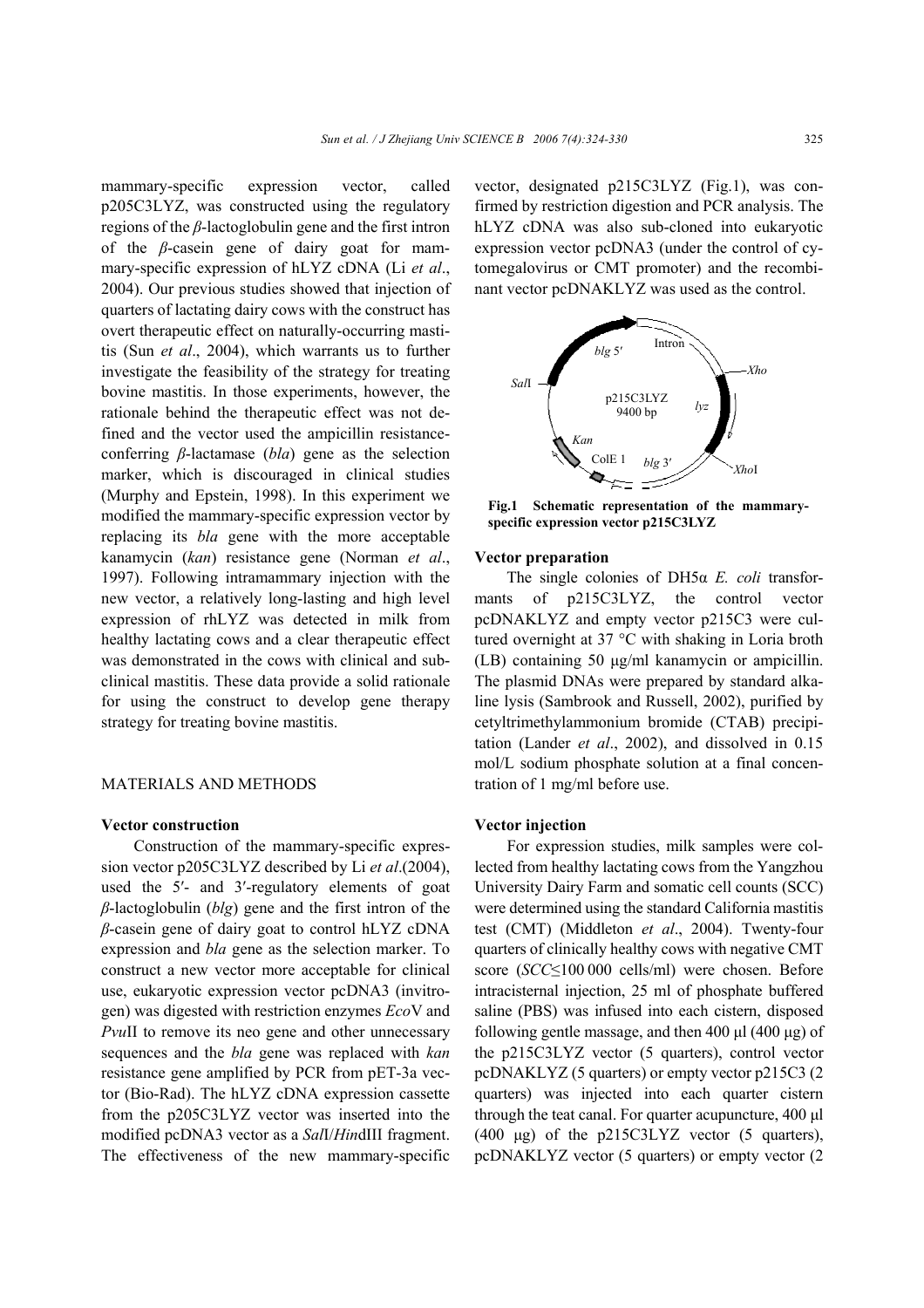mammary-specific expression vector, called p205C3LYZ, was constructed using the regulatory regions of the *β*-lactoglobulin gene and the first intron of the *β*-casein gene of dairy goat for mammary-specific expression of hLYZ cDNA (Li *et al*., 2004). Our previous studies showed that injection of quarters of lactating dairy cows with the construct has overt therapeutic effect on naturally-occurring mastitis (Sun *et al*., 2004), which warrants us to further investigate the feasibility of the strategy for treating bovine mastitis. In those experiments, however, the rationale behind the therapeutic effect was not defined and the vector used the ampicillin resistance-conferring *β*-lactamase (*bla*) gene as the selection marker, which is discouraged in clinical studies (Murphy and Epstein, 1998). In this experiment we modified the mammary-specific expression vector by replacing its *bla* gene with the more acceptable kanamycin (*kan*) resistance gene (Norman *et al*., 1997). Following intramammary injection with the new vector, a relatively long-lasting and high level expression of rhLYZ was detected in milk from healthy lactating cows and a clear therapeutic effect was demonstrated in the cows with clinical and subclinical mastitis. These data provide a solid rationale for using the construct to develop gene therapy strategy for treating bovine mastitis.

## MATERIALS AND METHODS

### Vector construction

Construction of the mammary-specific expression vector p205C3LYZ described by Li *et al*.(2004), used the 5′- and 3′-regulatory elements of goat *β*-lactoglobulin (*blg*) gene and the first intron of the *β*-casein gene of dairy goat to control hLYZ cDNA expression and *bla* gene as the selection marker. To construct a new vector more acceptable for clinical use, eukaryotic expression vector pcDNA3 (invitrogen) was digested with restriction enzymes *Eco*V and *Pvu*II to remove its neo gene and other unnecessary sequences and the *bla* gene was replaced with *kan* resistance gene amplified by PCR from pET-3a vector (Bio-Rad). The hLYZ cDNA expression cassette from the p205C3LYZ vector was inserted into the modified pcDNA3 vector as a *Sal*I/*Hin*dIII fragment. The effectiveness of the new mammary-specific vector, designated p215C3LYZ (Fig.1), was confirmed by restriction digestion and PCR analysis. The hLYZ cDNA was also sub-cloned into eukaryotic expression vector pcDNA3 (under the control of cytomegalovirus or CMT promoter) and the recombinant vector pcDNAKLYZ was used as the control.

**Fig.1 Schematic representation of the mammary-specific expression vector p215C3LYZ**

### Vector preparation

The single colonies of DH5α *E. coli* transformants of p215C3LYZ, the control vector pcDNAKLYZ and empty vector p215C3 were cultured overnight at 37 °C with shaking in Loria broth (LB) containing 50 μg/ml kanamycin or ampicillin. The plasmid DNAs were prepared by standard alkaline lysis (Sambrook and Russell, 2002), purified by cetyltrimethylammonium bromide (CTAB) precipitation (Lander *et al*., 2002), and dissolved in 0.15 mol/L sodium phosphate solution at a final concentration of 1 mg/ml before use.

### Vector injection

For expression studies, milk samples were collected from healthy lactating cows from the Yangzhou University Dairy Farm and somatic cell counts (SCC) were determined using the standard California mastitis test (CMT) (Middleton *et al*., 2004). Twenty-four quarters of clinically healthy cows with negative CMT score ($SCC \leq 100\,000$ cells/ml) were chosen. Before intracisternal injection, 25 ml of phosphate buffered saline (PBS) was infused into each cistern, disposed following gentle massage, and then 400 μl (400 μg) of the p215C3LYZ vector (5 quarters), control vector pcDNAKLYZ (5 quarters) or empty vector p215C3 (2 quarters) was injected into each quarter cistern through the teat canal. For quarter acupuncture, 400 μl (400 μg) of the p215C3LYZ vector (5 quarters), pcDNAKLYZ vector (5 quarters) or empty vector (2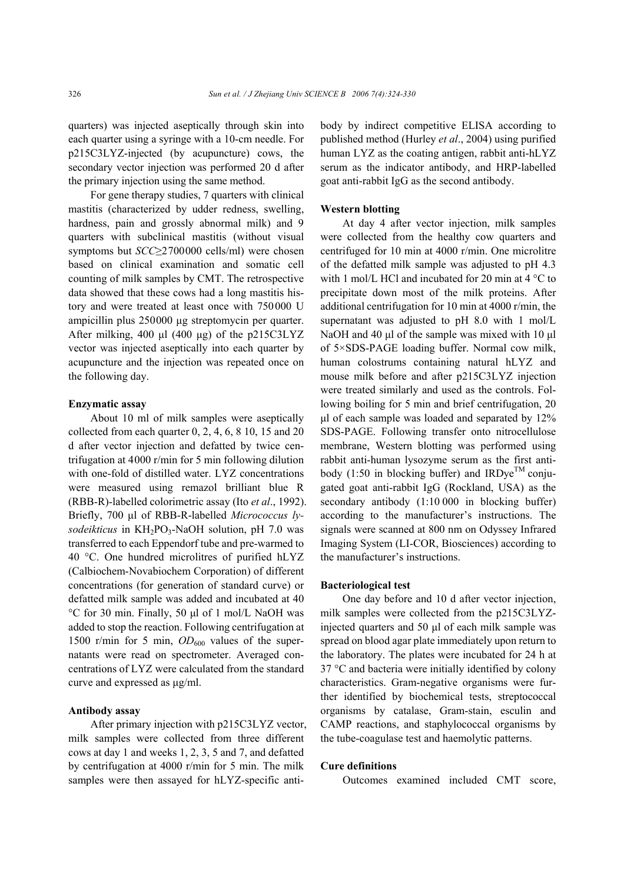quarters) was injected aseptically through skin into each quarter using a syringe with a 10-cm needle. For p215C3LYZ-injected (by acupuncture) cows, the secondary vector injection was performed 20 d after the primary injection using the same method.

For gene therapy studies, 7 quarters with clinical mastitis (characterized by udder redness, swelling, hardness, pain and grossly abnormal milk) and 9 quarters with subclinical mastitis (without visual symptoms but $SCC \geq 2700000$ cells/ml) were chosen based on clinical examination and somatic cell counting of milk samples by CMT. The retrospective data showed that these cows had a long mastitis history and were treated at least once with 750000 U ampicillin plus 250000 μg streptomycin per quarter. After milking, 400 μl (400 μg) of the p215C3LYZ vector was injected aseptically into each quarter by acupuncture and the injection was repeated once on the following day.

#### Enzymatic assay

About 10 ml of milk samples were aseptically collected from each quarter 0, 2, 4, 6, 8 10, 15 and 20 d after vector injection and defatted by twice centrifugation at 4000 r/min for 5 min following dilution with one-fold of distilled water. LYZ concentrations were measured using remazol brilliant blue R (RBB-R)-labelled colorimetric assay (Ito *et al*., 1992). Briefly, 700 μl of RBB-R-labelled *Micrococcus lysodeikticus* in $KH_2PO_3$-NaOH solution, pH 7.0 was transferred to each Eppendorf tube and pre-warmed to 40 °C. One hundred microlitres of purified hLYZ (Calbiochem-Novabiochem Corporation) of different concentrations (for generation of standard curve) or defatted milk sample was added and incubated at 40 °C for 30 min. Finally, 50 μl of 1 mol/L NaOH was added to stop the reaction. Following centrifugation at 1500 r/min for 5 min, $OD_{600}$ values of the supernatants were read on spectrometer. Averaged concentrations of LYZ were calculated from the standard curve and expressed as μg/ml.

#### Antibody assay

After primary injection with p215C3LYZ vector, milk samples were collected from three different cows at day 1 and weeks 1, 2, 3, 5 and 7, and defatted by centrifugation at 4000 r/min for 5 min. The milk samples were then assayed for hLYZ-specific antibody by indirect competitive ELISA according to published method (Hurley *et al*., 2004) using purified human LYZ as the coating antigen, rabbit anti-hLYZ serum as the indicator antibody, and HRP-labelled goat anti-rabbit IgG as the second antibody.

#### Western blotting

At day 4 after vector injection, milk samples were collected from the healthy cow quarters and centrifuged for 10 min at 4000 r/min. One microlitre of the defatted milk sample was adjusted to pH 4.3 with 1 mol/L HCl and incubated for 20 min at 4 °C to precipitate down most of the milk proteins. After additional centrifugation for 10 min at 4000 r/min, the supernatant was adjusted to pH 8.0 with 1 mol/L NaOH and 40 μl of the sample was mixed with 10 μl of 5×SDS-PAGE loading buffer. Normal cow milk, human colostrums containing natural hLYZ and mouse milk before and after p215C3LYZ injection were treated similarly and used as the controls. Following boiling for 5 min and brief centrifugation, 20 μl of each sample was loaded and separated by 12% SDS-PAGE. Following transfer onto nitrocellulose membrane, Western blotting was performed using rabbit anti-human lysozyme serum as the first antibody (1:50 in blocking buffer) and IRDye™ conjugated goat anti-rabbit IgG (Rockland, USA) as the secondary antibody (1:10 000 in blocking buffer) according to the manufacturer's instructions. The signals were scanned at 800 nm on Odyssey Infrared Imaging System (LI-COR, Biosciences) according to the manufacturer's instructions.

#### Bacteriological test

One day before and 10 d after vector injection, milk samples were collected from the p215C3LYZ-injected quarters and 50 μl of each milk sample was spread on blood agar plate immediately upon return to the laboratory. The plates were incubated for 24 h at 37 °C and bacteria were initially identified by colony characteristics. Gram-negative organisms were further identified by biochemical tests, streptococcal organisms by catalase, Gram-stain, esculin and CAMP reactions, and staphylococcal organisms by the tube-coagulase test and haemolytic patterns.

#### Cure definitions

Outcomes examined included CMT score,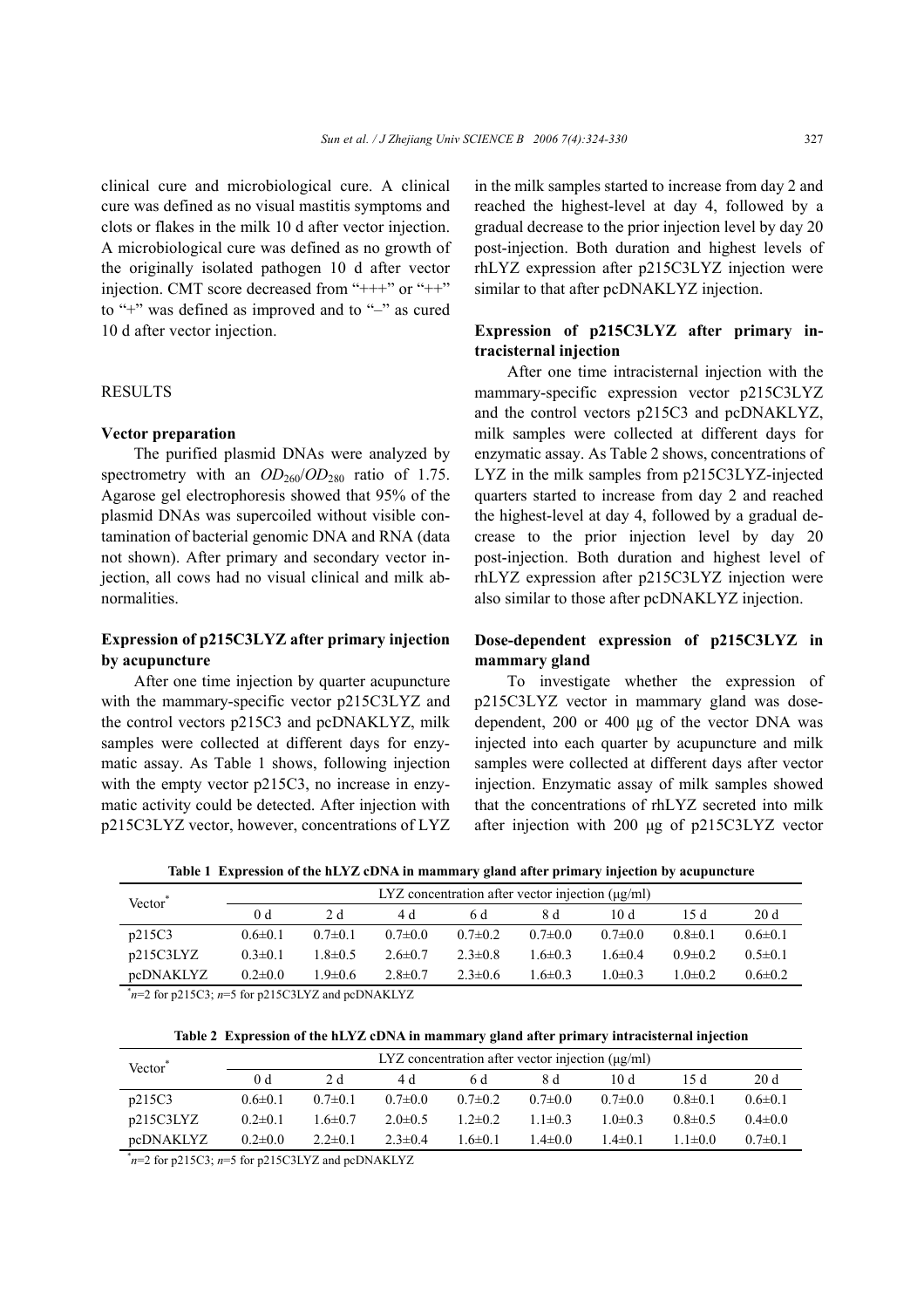clinical cure and microbiological cure. A clinical cure was defined as no visual mastitis symptoms and clots or flakes in the milk 10 d after vector injection. A microbiological cure was defined as no growth of the originally isolated pathogen 10 d after vector injection. CMT score decreased from "+++" or "++" to "+" was defined as improved and to "–" as cured 10 d after vector injection.

## RESULTS

### Vector preparation

The purified plasmid DNAs were analyzed by spectrometry with an $OD_{260}/OD_{280}$ ratio of 1.75. Agarose gel electrophoresis showed that 95% of the plasmid DNAs was supercoiled without visible contamination of bacterial genomic DNA and RNA (data not shown). After primary and secondary vector injection, all cows had no visual clinical and milk abnormalities.

### Expression of p215C3LYZ after primary injection by acupuncture

After one time injection by quarter acupuncture with the mammary-specific vector p215C3LYZ and the control vectors p215C3 and pcDNAKLYZ, milk samples were collected at different days for enzymatic assay. As Table 1 shows, following injection with the empty vector p215C3, no increase in enzymatic activity could be detected. After injection with p215C3LYZ vector, however, concentrations of LYZ in the milk samples started to increase from day 2 and reached the highest-level at day 4, followed by a gradual decrease to the prior injection level by day 20 post-injection. Both duration and highest levels of rhLYZ expression after p215C3LYZ injection were similar to that after pcDNAKLYZ injection.

### Expression of p215C3LYZ after primary intracisternal injection

After one time intracisternal injection with the mammary-specific expression vector p215C3LYZ and the control vectors p215C3 and pcDNAKLYZ, milk samples were collected at different days for enzymatic assay. As Table 2 shows, concentrations of LYZ in the milk samples from p215C3LYZ-injected quarters started to increase from day 2 and reached the highest-level at day 4, followed by a gradual decrease to the prior injection level by day 20 post-injection. Both duration and highest level of rhLYZ expression after p215C3LYZ injection were also similar to those after pcDNAKLYZ injection.

### Dose-dependent expression of p215C3LYZ in mammary gland

To investigate whether the expression of p215C3LYZ vector in mammary gland was dose-dependent, 200 or 400 μg of the vector DNA was injected into each quarter by acupuncture and milk samples were collected at different days after vector injection. Enzymatic assay of milk samples showed that the concentrations of rhLYZ secreted into milk after injection with 200 μg of p215C3LYZ vector

**Table 1 Expression of the hLYZ cDNA in mammary gland after primary injection by acupuncture**

| Vector* | LYZ concentration after vector injection (μg/ml) | | | | | | | |
|---|---|---|---|---|---|---|---|---|
| | 0 d | 2 d | 4 d | 6 d | 8 d | 10 d | 15 d | 20 d |
| p215C3 | 0.6±0.1 | 0.7±0.1 | 0.7±0.0 | 0.7±0.2 | 0.7±0.0 | 0.7±0.0 | 0.8±0.1 | 0.6±0.1 |
| p215C3LYZ | 0.3±0.1 | 1.8±0.5 | 2.6±0.7 | 2.3±0.8 | 1.6±0.3 | 1.6±0.4 | 0.9±0.2 | 0.5±0.1 |
| pcDNAKLYZ | 0.2±0.0 | 1.9±0.6 | 2.8±0.7 | 2.3±0.6 | 1.6±0.3 | 1.0±0.3 | 1.0±0.2 | 0.6±0.2 |

*$n$=2 for p215C3; $n$=5 for p215C3LYZ and pcDNAKLYZ

**Table 2 Expression of the hLYZ cDNA in mammary gland after primary intracisternal injection**

| Vector* | LYZ concentration after vector injection (μg/ml) | | | | | | | |
|---|---|---|---|---|---|---|---|---|
| | 0 d | 2 d | 4 d | 6 d | 8 d | 10 d | 15 d | 20 d |
| p215C3 | 0.6±0.1 | 0.7±0.1 | 0.7±0.0 | 0.7±0.2 | 0.7±0.0 | 0.7±0.0 | 0.8±0.1 | 0.6±0.1 |
| p215C3LYZ | 0.2±0.1 | 1.6±0.7 | 2.0±0.5 | 1.2±0.2 | 1.1±0.3 | 1.0±0.3 | 0.8±0.5 | 0.4±0.0 |
| pcDNAKLYZ | 0.2±0.0 | 2.2±0.1 | 2.3±0.4 | 1.6±0.1 | 1.4±0.0 | 1.4±0.1 | 1.1±0.0 | 0.7±0.1 |

*$n$=2 for p215C3; $n$=5 for p215C3LYZ and pcDNAKLYZ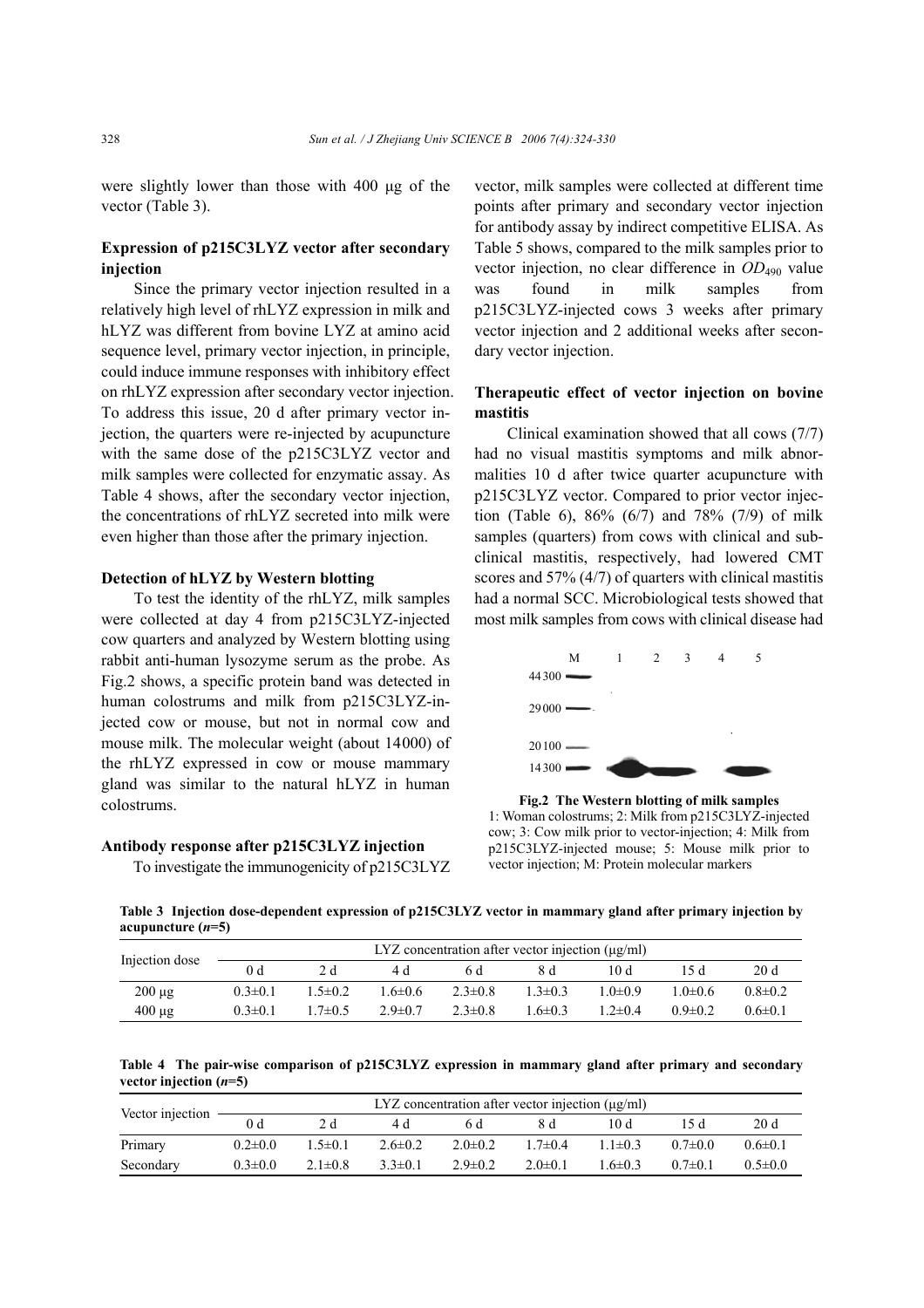were slightly lower than those with 400 μg of the vector (Table 3).

**Expression of p215C3LYZ vector after secondary injection**

Since the primary vector injection resulted in a relatively high level of rhLYZ expression in milk and hLYZ was different from bovine LYZ at amino acid sequence level, primary vector injection, in principle, could induce immune responses with inhibitory effect on rhLYZ expression after secondary vector injection. To address this issue, 20 d after primary vector injection, the quarters were re-injected by acupuncture with the same dose of the p215C3LYZ vector and milk samples were collected for enzymatic assay. As Table 4 shows, after the secondary vector injection, the concentrations of rhLYZ secreted into milk were even higher than those after the primary injection.

**Detection of hLYZ by Western blotting**

To test the identity of the rhLYZ, milk samples were collected at day 4 from p215C3LYZ-injected cow quarters and analyzed by Western blotting using rabbit anti-human lysozyme serum as the probe. As Fig.2 shows, a specific protein band was detected in human colostrums and milk from p215C3LYZ-injected cow or mouse, but not in normal cow and mouse milk. The molecular weight (about 14000) of the rhLYZ expressed in cow or mouse mammary gland was similar to the natural hLYZ in human colostrums.

**Antibody response after p215C3LYZ injection**

To investigate the immunogenicity of p215C3LYZ vector, milk samples were collected at different time points after primary and secondary vector injection for antibody assay by indirect competitive ELISA. As Table 5 shows, compared to the milk samples prior to vector injection, no clear difference in $OD_{490}$ value was found in milk samples from p215C3LYZ-injected cows 3 weeks after primary vector injection and 2 additional weeks after secondary vector injection.

**Therapeutic effect of vector injection on bovine mastitis**

Clinical examination showed that all cows (7/7) had no visual mastitis symptoms and milk abnormalities 10 d after twice quarter acupuncture with p215C3LYZ vector. Compared to prior vector injection (Table 6), 86% (6/7) and 78% (7/9) of milk samples (quarters) from cows with clinical and subclinical mastitis, respectively, had lowered CMT scores and 57% (4/7) of quarters with clinical mastitis had a normal SCC. Microbiological tests showed that most milk samples from cows with clinical disease had

**Fig.2 The Western blotting of milk samples**
1: Woman colostrums; 2: Milk from p215C3LYZ-injected cow; 3: Cow milk prior to vector-injection; 4: Milk from p215C3LYZ-injected mouse; 5: Mouse milk prior to vector injection; M: Protein molecular markers

**Table 3 Injection dose-dependent expression of p215C3LYZ vector in mammary gland after primary injection by acupuncture ($n$=5)**

| Injection dose | LYZ concentration after vector injection (μg/ml) | | | | | | | |
|---|---|---|---|---|---|---|---|---|
| | 0 d | 2 d | 4 d | 6 d | 8 d | 10 d | 15 d | 20 d |
| 200 μg | 0.3±0.1 | 1.5±0.2 | 1.6±0.6 | 2.3±0.8 | 1.3±0.3 | 1.0±0.9 | 1.0±0.6 | 0.8±0.2 |
| 400 μg | 0.3±0.1 | 1.7±0.5 | 2.9±0.7 | 2.3±0.8 | 1.6±0.3 | 1.2±0.4 | 0.9±0.2 | 0.6±0.1 |

**Table 4 The pair-wise comparison of p215C3LYZ expression in mammary gland after primary and secondary vector injection ($n$=5)**

| Vector injection | LYZ concentration after vector injection (μg/ml) | | | | | | | |
|---|---|---|---|---|---|---|---|---|
| | 0 d | 2 d | 4 d | 6 d | 8 d | 10 d | 15 d | 20 d |
| Primary | 0.2±0.0 | 1.5±0.1 | 2.6±0.2 | 2.0±0.2 | 1.7±0.4 | 1.1±0.3 | 0.7±0.0 | 0.6±0.1 |
| Secondary | 0.3±0.0 | 2.1±0.8 | 3.3±0.1 | 2.9±0.2 | 2.0±0.1 | 1.6±0.3 | 0.7±0.1 | 0.5±0.0 |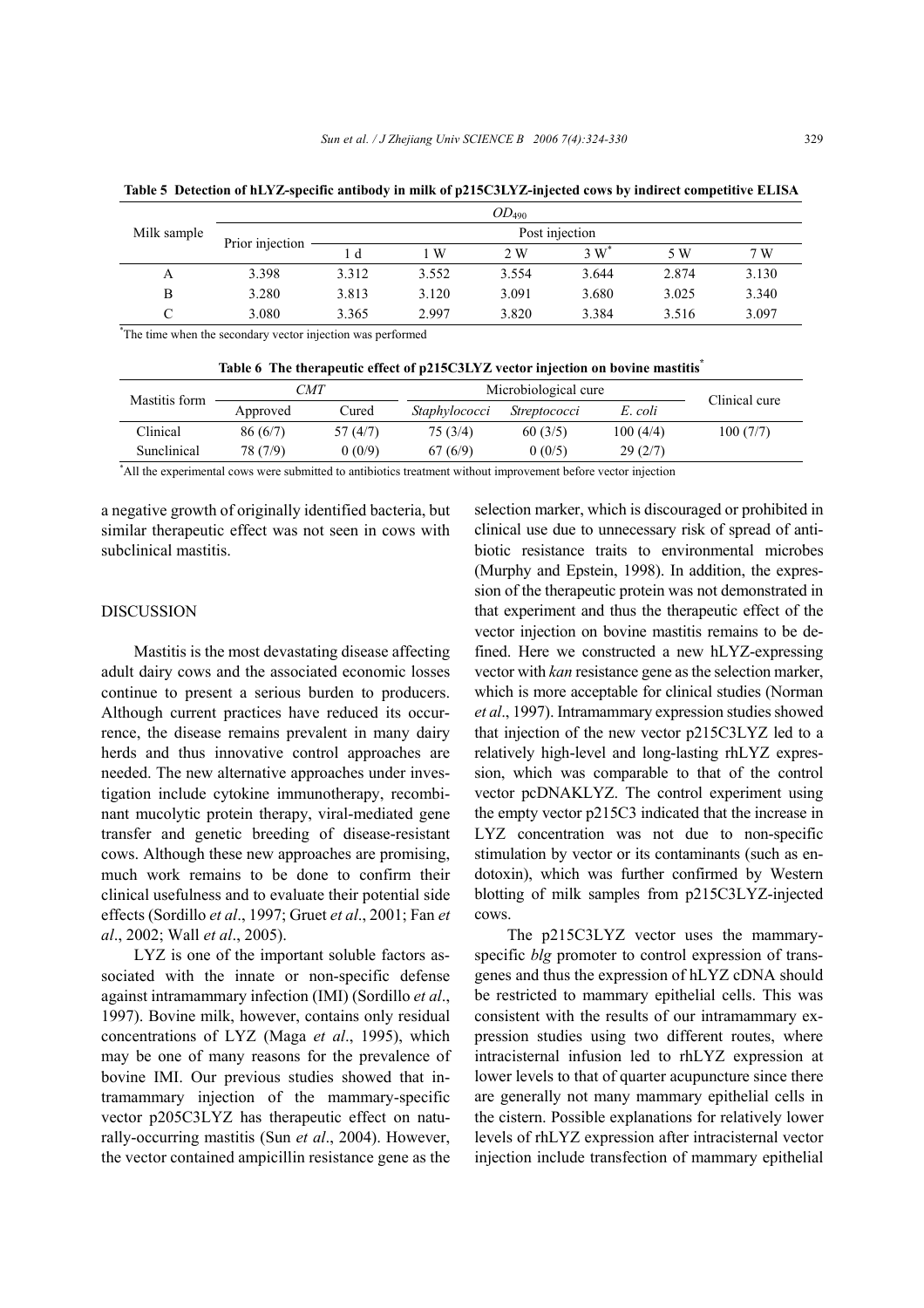**Table 5 Detection of hLYZ-specific antibody in milk of p215C3LYZ-injected cows by indirect competitive ELISA**

| Milk sample | $OD_{490}$ | | | | | | |
|---|---|---|---|---|---|---|---|
| | Prior injection | Post injection | | | | | |
| | | 1 d | 1 W | 2 W | 3 W* | 5 W | 7 W |
| A | 3.398 | 3.312 | 3.552 | 3.554 | 3.644 | 2.874 | 3.130 |
| B | 3.280 | 3.813 | 3.120 | 3.091 | 3.680 | 3.025 | 3.340 |
| C | 3.080 | 3.365 | 2.997 | 3.820 | 3.384 | 3.516 | 3.097 |

*The time when the secondary vector injection was performed

**Table 6 The therapeutic effect of p215C3LYZ vector injection on bovine mastitis***

| Mastitis form | *CMT* | | Microbiological cure | | | Clinical cure |
|---|---|---|---|---|---|---|
| | Approved | Cured | *Staphylococci* | *Streptococci* | *E. coli* | |
| Clinical | 86 (6/7) | 57 (4/7) | 75 (3/4) | 60 (3/5) | 100 (4/4) | 100 (7/7) |
| Sunclinical | 78 (7/9) | 0 (0/9) | 67 (6/9) | 0 (0/5) | 29 (2/7) | |

*All the experimental cows were submitted to antibiotics treatment without improvement before vector injection

a negative growth of originally identified bacteria, but similar therapeutic effect was not seen in cows with subclinical mastitis.

## DISCUSSION

Mastitis is the most devastating disease affecting adult dairy cows and the associated economic losses continue to present a serious burden to producers. Although current practices have reduced its occurrence, the disease remains prevalent in many dairy herds and thus innovative control approaches are needed. The new alternative approaches under investigation include cytokine immunotherapy, recombinant mucolytic protein therapy, viral-mediated gene transfer and genetic breeding of disease-resistant cows. Although these new approaches are promising, much work remains to be done to confirm their clinical usefulness and to evaluate their potential side effects (Sordillo *et al*., 1997; Gruet *et al*., 2001; Fan *et al*., 2002; Wall *et al*., 2005).

LYZ is one of the important soluble factors associated with the innate or non-specific defense against intramammary infection (IMI) (Sordillo *et al*., 1997). Bovine milk, however, contains only residual concentrations of LYZ (Maga *et al*., 1995), which may be one of many reasons for the prevalence of bovine IMI. Our previous studies showed that intramammary injection of the mammary-specific vector p205C3LYZ has therapeutic effect on naturally-occurring mastitis (Sun *et al*., 2004). However, the vector contained ampicillin resistance gene as the selection marker, which is discouraged or prohibited in clinical use due to unnecessary risk of spread of antibiotic resistance traits to environmental microbes (Murphy and Epstein, 1998). In addition, the expression of the therapeutic protein was not demonstrated in that experiment and thus the therapeutic effect of the vector injection on bovine mastitis remains to be defined. Here we constructed a new hLYZ-expressing vector with *kan* resistance gene as the selection marker, which is more acceptable for clinical studies (Norman *et al*., 1997). Intramammary expression studies showed that injection of the new vector p215C3LYZ led to a relatively high-level and long-lasting rhLYZ expression, which was comparable to that of the control vector pcDNAKLYZ. The control experiment using the empty vector p215C3 indicated that the increase in LYZ concentration was not due to non-specific stimulation by vector or its contaminants (such as endotoxin), which was further confirmed by Western blotting of milk samples from p215C3LYZ-injected cows.

The p215C3LYZ vector uses the mammary-specific *blg* promoter to control expression of transgenes and thus the expression of hLYZ cDNA should be restricted to mammary epithelial cells. This was consistent with the results of our intramammary expression studies using two different routes, where intracisternal infusion led to rhLYZ expression at lower levels to that of quarter acupuncture since there are generally not many mammary epithelial cells in the cistern. Possible explanations for relatively lower levels of rhLYZ expression after intracisternal vector injection include transfection of mammary epithelial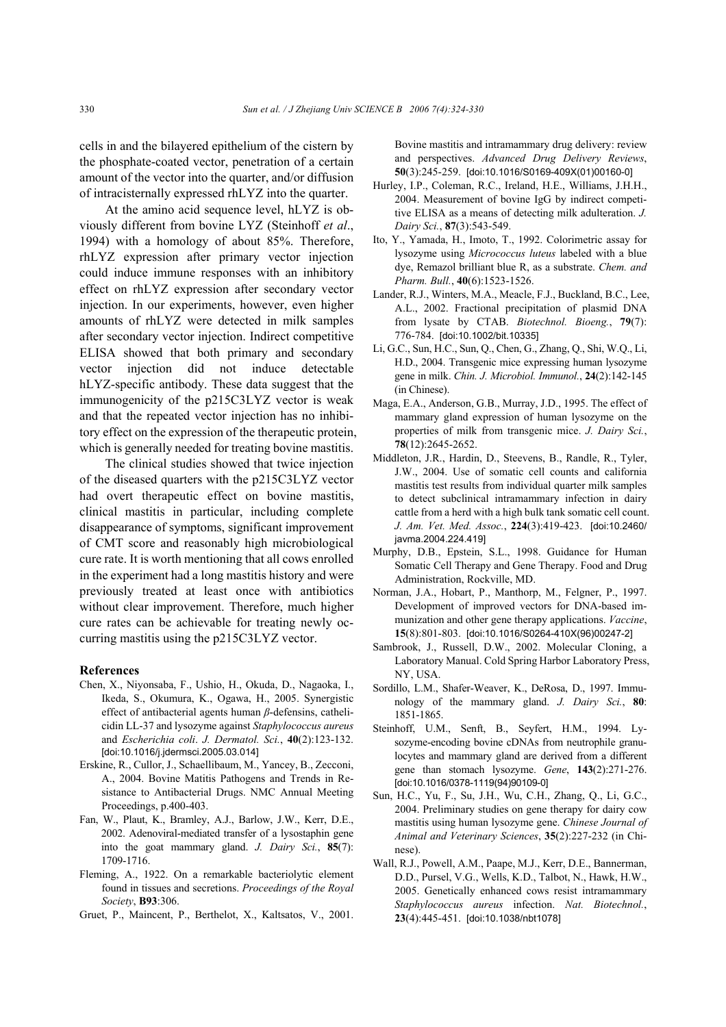cells in and the bilayered epithelium of the cistern by the phosphate-coated vector, penetration of a certain amount of the vector into the quarter, and/or diffusion of intracisternally expressed rhLYZ into the quarter.

At the amino acid sequence level, hLYZ is obviously different from bovine LYZ (Steinhoff *et al*., 1994) with a homology of about 85%. Therefore, rhLYZ expression after primary vector injection could induce immune responses with an inhibitory effect on rhLYZ expression after secondary vector injection. In our experiments, however, even higher amounts of rhLYZ were detected in milk samples after secondary vector injection. Indirect competitive ELISA showed that both primary and secondary vector injection did not induce detectable hLYZ-specific antibody. These data suggest that the immunogenicity of the p215C3LYZ vector is weak and that the repeated vector injection has no inhibitory effect on the expression of the therapeutic protein, which is generally needed for treating bovine mastitis.

The clinical studies showed that twice injection of the diseased quarters with the p215C3LYZ vector had overt therapeutic effect on bovine mastitis, clinical mastitis in particular, including complete disappearance of symptoms, significant improvement of CMT score and reasonably high microbiological cure rate. It is worth mentioning that all cows enrolled in the experiment had a long mastitis history and were previously treated at least once with antibiotics without clear improvement. Therefore, much higher cure rates can be achievable for treating newly occurring mastitis using the p215C3LYZ vector.

## References

Chen, X., Niyonsaba, F., Ushio, H., Okuda, D., Nagaoka, I., Ikeda, S., Okumura, K., Ogawa, H., 2005. Synergistic effect of antibacterial agents human *β*-defensins, cathelicidin LL-37 and lysozyme against *Staphylococcus aureus* and *Escherichia coli*. *J. Dermatol. Sci.*, **40**(2):123-132. [doi:10.1016/j.jdermsci.2005.03.014]

Erskine, R., Cullor, J., Schaellibaum, M., Yancey, B., Zecconi, A., 2004. Bovine Matitis Pathogens and Trends in Resistance to Antibacterial Drugs. NMC Annual Meeting Proceedings, p.400-403.

Fan, W., Plaut, K., Bramley, A.J., Barlow, J.W., Kerr, D.E., 2002. Adenoviral-mediated transfer of a lysostaphin gene into the goat mammary gland. *J. Dairy Sci.*, **85**(7): 1709-1716.

Fleming, A., 1922. On a remarkable bacteriolytic element found in tissues and secretions. *Proceedings of the Royal Society*, **B93**:306.

Gruet, P., Maincent, P., Berthelot, X., Kaltsatos, V., 2001. Bovine mastitis and intramammary drug delivery: review and perspectives. *Advanced Drug Delivery Reviews*, **50**(3):245-259. [doi:10.1016/S0169-409X(01)00160-0]

Hurley, I.P., Coleman, R.C., Ireland, H.E., Williams, J.H.H., 2004. Measurement of bovine IgG by indirect competitive ELISA as a means of detecting milk adulteration. *J. Dairy Sci.*, **87**(3):543-549.

Ito, Y., Yamada, H., Imoto, T., 1992. Colorimetric assay for lysozyme using *Micrococcus luteus* labeled with a blue dye, Remazol brilliant blue R, as a substrate. *Chem. and Pharm. Bull.*, **40**(6):1523-1526.

Lander, R.J., Winters, M.A., Meacle, F.J., Buckland, B.C., Lee, A.L., 2002. Fractional precipitation of plasmid DNA from lysate by CTAB. *Biotechnol. Bioeng.*, **79**(7): 776-784. [doi:10.1002/bit.10335]

Li, G.C., Sun, H.C., Sun, Q., Chen, G., Zhang, Q., Shi, W.Q., Li, H.D., 2004. Transgenic mice expressing human lysozyme gene in milk. *Chin. J. Microbiol. Immunol.*, **24**(2):142-145 (in Chinese).

Maga, E.A., Anderson, G.B., Murray, J.D., 1995. The effect of mammary gland expression of human lysozyme on the properties of milk from transgenic mice. *J. Dairy Sci.*, **78**(12):2645-2652.

Middleton, J.R., Hardin, D., Steevens, B., Randle, R., Tyler, J.W., 2004. Use of somatic cell counts and california mastitis test results from individual quarter milk samples to detect subclinical intramammary infection in dairy cattle from a herd with a high bulk tank somatic cell count. *J. Am. Vet. Med. Assoc.*, **224**(3):419-423. [doi:10.2460/javma.2004.224.419]

Murphy, D.B., Epstein, S.L., 1998. Guidance for Human Somatic Cell Therapy and Gene Therapy. Food and Drug Administration, Rockville, MD.

Norman, J.A., Hobart, P., Manthorp, M., Felgner, P., 1997. Development of improved vectors for DNA-based immunization and other gene therapy applications. *Vaccine*, **15**(8):801-803. [doi:10.1016/S0264-410X(96)00247-2]

Sambrook, J., Russell, D.W., 2002. Molecular Cloning, a Laboratory Manual. Cold Spring Harbor Laboratory Press, NY, USA.

Sordillo, L.M., Shafer-Weaver, K., DeRosa, D., 1997. Immunology of the mammary gland. *J. Dairy Sci.*, **80**: 1851-1865.

Steinhoff, U.M., Senft, B., Seyfert, H.M., 1994. Lysozyme-encoding bovine cDNAs from neutrophile granulocytes and mammary gland are derived from a different gene than stomach lysozyme. *Gene*, **143**(2):271-276. [doi:10.1016/0378-1119(94)90109-0]

Sun, H.C., Yu, F., Su, J.H., Wu, C.H., Zhang, Q., Li, G.C., 2004. Preliminary studies on gene therapy for dairy cow mastitis using human lysozyme gene. *Chinese Journal of Animal and Veterinary Sciences*, **35**(2):227-232 (in Chinese).

Wall, R.J., Powell, A.M., Paape, M.J., Kerr, D.E., Bannerman, D.D., Pursel, V.G., Wells, K.D., Talbot, N., Hawk, H.W., 2005. Genetically enhanced cows resist intramammary *Staphylococcus aureus* infection. *Nat. Biotechnol.*, **23**(4):445-451. [doi:10.1038/nbt1078]